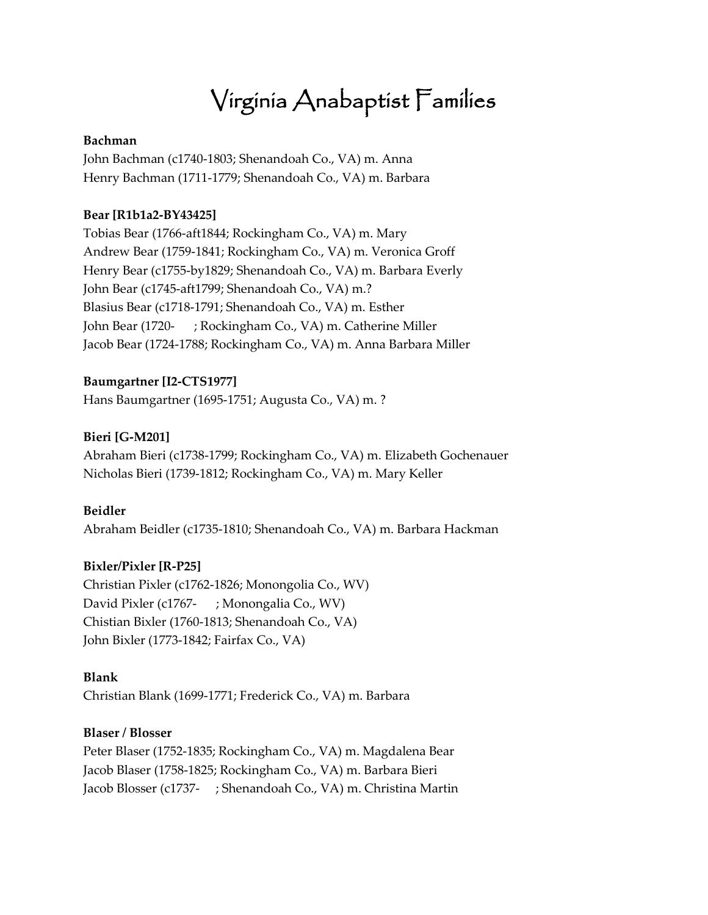# Virginia Anabaptist Families

**Bachman**

John Bachman (c1740-1803; Shenandoah Co., VA) m. Anna
Henry Bachman (1711-1779; Shenandoah Co., VA) m. Barbara

**Bear [R1b1a2-BY43425]**

Tobias Bear (1766-aft1844; Rockingham Co., VA) m. Mary
Andrew Bear (1759-1841; Rockingham Co., VA) m. Veronica Groff
Henry Bear (c1755-by1829; Shenandoah Co., VA) m. Barbara Everly
John Bear (c1745-aft1799; Shenandoah Co., VA) m.?
Blasius Bear (c1718-1791; Shenandoah Co., VA) m. Esther
John Bear (1720- ; Rockingham Co., VA) m. Catherine Miller
Jacob Bear (1724-1788; Rockingham Co., VA) m. Anna Barbara Miller

**Baumgartner [I2-CTS1977]**

Hans Baumgartner (1695-1751; Augusta Co., VA) m. ?

**Bieri [G-M201]**

Abraham Bieri (c1738-1799; Rockingham Co., VA) m. Elizabeth Gochenauer
Nicholas Bieri (1739-1812; Rockingham Co., VA) m. Mary Keller

**Beidler**

Abraham Beidler (c1735-1810; Shenandoah Co., VA) m. Barbara Hackman

**Bixler/Pixler [R-P25]**

Christian Pixler (c1762-1826; Monongolia Co., WV)
David Pixler (c1767- ; Monongalia Co., WV)
Chistian Bixler (1760-1813; Shenandoah Co., VA)
John Bixler (1773-1842; Fairfax Co., VA)

**Blank**

Christian Blank (1699-1771; Frederick Co., VA) m. Barbara

**Blaser / Blosser**

Peter Blaser (1752-1835; Rockingham Co., VA) m. Magdalena Bear
Jacob Blaser (1758-1825; Rockingham Co., VA) m. Barbara Bieri
Jacob Blosser (c1737- ; Shenandoah Co., VA) m. Christina Martin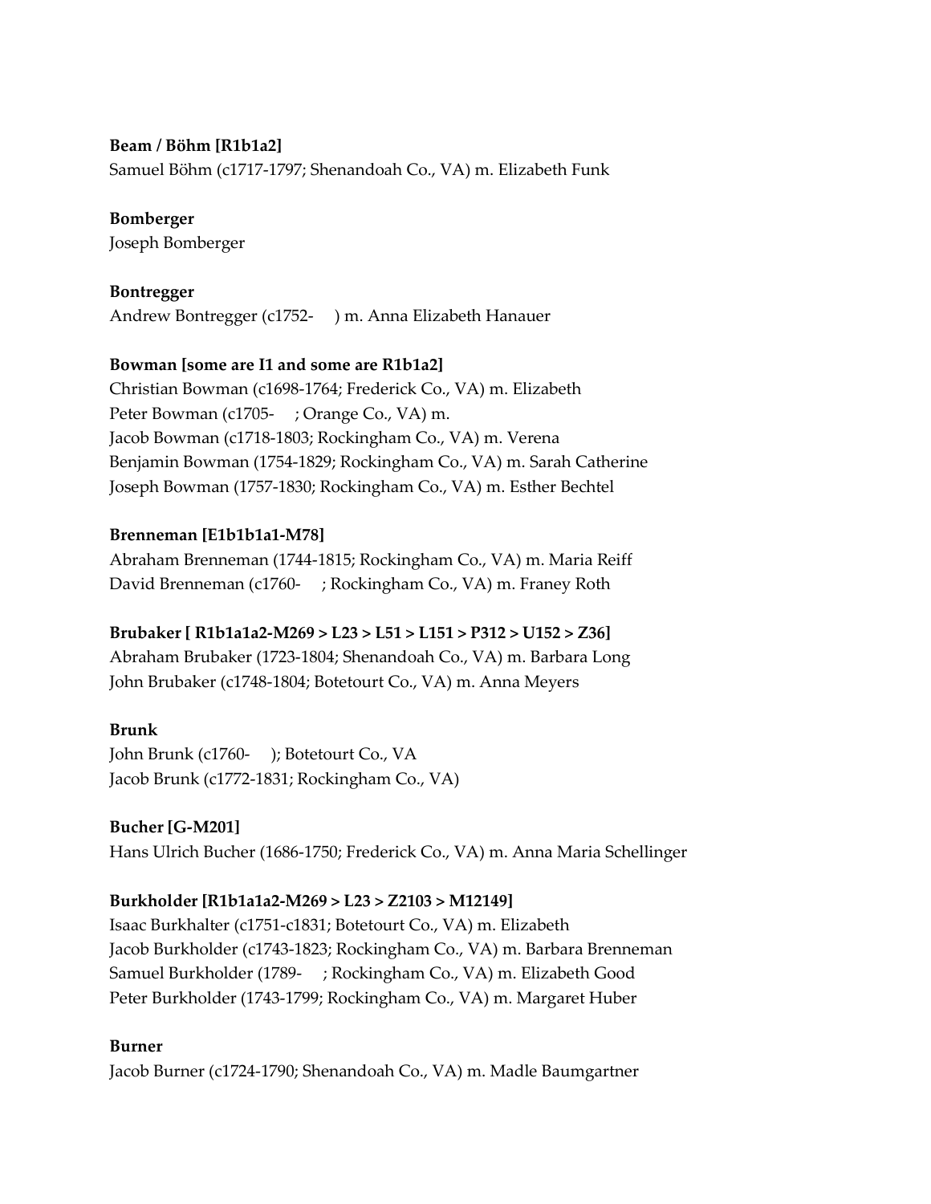**Beam / Böhm [R1b1a2]**
Samuel Böhm (c1717-1797; Shenandoah Co., VA) m. Elizabeth Funk

**Bomberger**
Joseph Bomberger

**Bontregger**
Andrew Bontregger (c1752- ) m. Anna Elizabeth Hanauer

**Bowman [some are I1 and some are R1b1a2]**
Christian Bowman (c1698-1764; Frederick Co., VA) m. Elizabeth
Peter Bowman (c1705- ; Orange Co., VA) m.
Jacob Bowman (c1718-1803; Rockingham Co., VA) m. Verena
Benjamin Bowman (1754-1829; Rockingham Co., VA) m. Sarah Catherine
Joseph Bowman (1757-1830; Rockingham Co., VA) m. Esther Bechtel

**Brenneman [E1b1b1a1-M78]**
Abraham Brenneman (1744-1815; Rockingham Co., VA) m. Maria Reiff
David Brenneman (c1760- ; Rockingham Co., VA) m. Franey Roth

**Brubaker [ R1b1a1a2-M269 > L23 > L51 > L151 > P312 > U152 > Z36]**
Abraham Brubaker (1723-1804; Shenandoah Co., VA) m. Barbara Long
John Brubaker (c1748-1804; Botetourt Co., VA) m. Anna Meyers

**Brunk**
John Brunk (c1760- ); Botetourt Co., VA
Jacob Brunk (c1772-1831; Rockingham Co., VA)

**Bucher [G-M201]**
Hans Ulrich Bucher (1686-1750; Frederick Co., VA) m. Anna Maria Schellinger

**Burkholder [R1b1a1a2-M269 > L23 > Z2103 > M12149]**
Isaac Burkhalter (c1751-c1831; Botetourt Co., VA) m. Elizabeth
Jacob Burkholder (c1743-1823; Rockingham Co., VA) m. Barbara Brenneman
Samuel Burkholder (1789- ; Rockingham Co., VA) m. Elizabeth Good
Peter Burkholder (1743-1799; Rockingham Co., VA) m. Margaret Huber

**Burner**
Jacob Burner (c1724-1790; Shenandoah Co., VA) m. Madle Baumgartner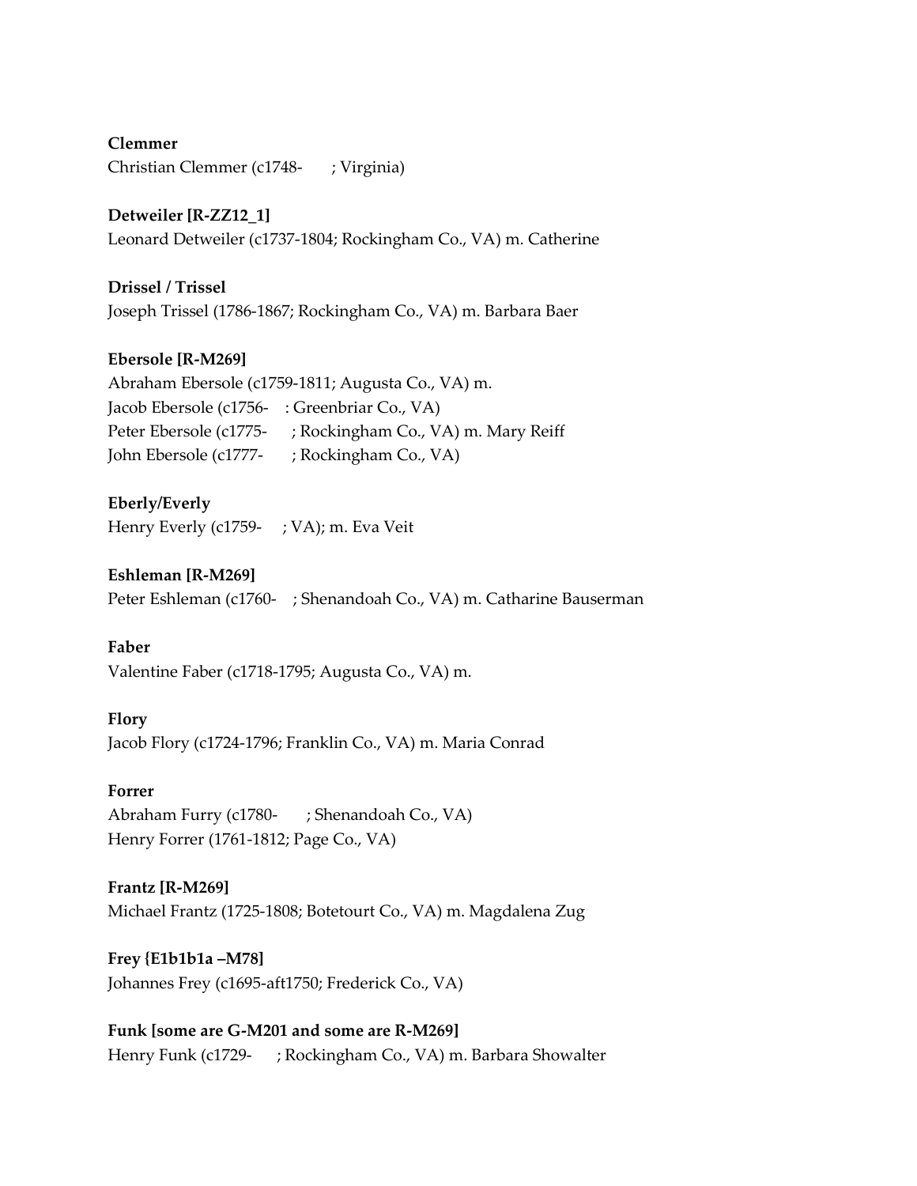**Clemmer**
Christian Clemmer (c1748- ; Virginia)

**Detweiler [R-ZZ12_1]**
Leonard Detweiler (c1737-1804; Rockingham Co., VA) m. Catherine

**Drissel / Trissel**
Joseph Trissel (1786-1867; Rockingham Co., VA) m. Barbara Baer

**Ebersole [R-M269]**
Abraham Ebersole (c1759-1811; Augusta Co., VA) m.
Jacob Ebersole (c1756- : Greenbriar Co., VA)
Peter Ebersole (c1775- ; Rockingham Co., VA) m. Mary Reiff
John Ebersole (c1777- ; Rockingham Co., VA)

**Eberly/Everly**
Henry Everly (c1759- ; VA); m. Eva Veit

**Eshleman [R-M269]**
Peter Eshleman (c1760- ; Shenandoah Co., VA) m. Catharine Bauserman

**Faber**
Valentine Faber (c1718-1795; Augusta Co., VA) m.

**Flory**
Jacob Flory (c1724-1796; Franklin Co., VA) m. Maria Conrad

**Forrer**
Abraham Furry (c1780- ; Shenandoah Co., VA)
Henry Forrer (1761-1812; Page Co., VA)

**Frantz [R-M269]**
Michael Frantz (1725-1808; Botetourt Co., VA) m. Magdalena Zug

**Frey {E1b1b1a –M78]**
Johannes Frey (c1695-aft1750; Frederick Co., VA)

**Funk [some are G-M201 and some are R-M269]**
Henry Funk (c1729- ; Rockingham Co., VA) m. Barbara Showalter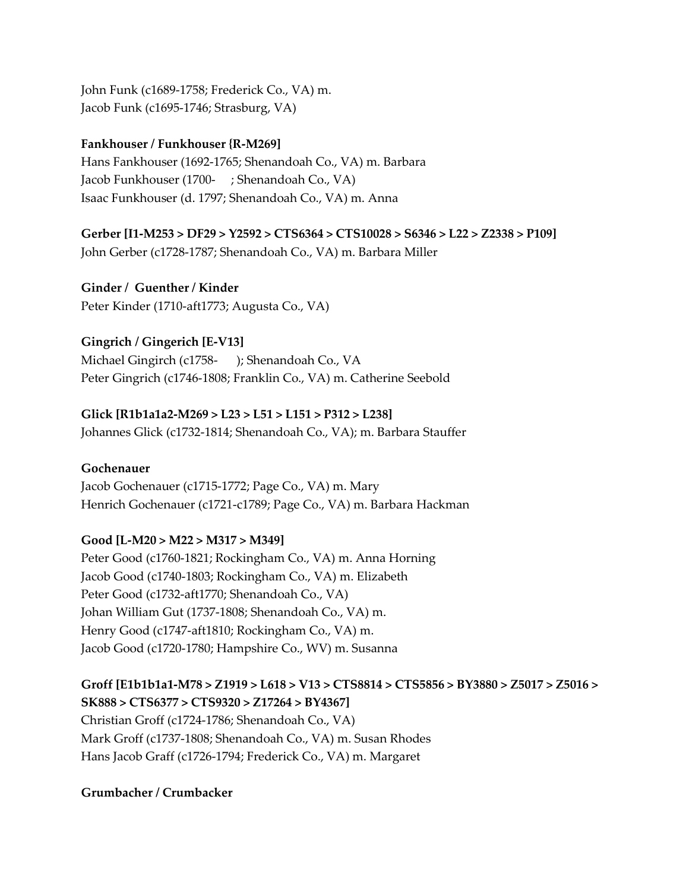John Funk (c1689-1758; Frederick Co., VA) m.
Jacob Funk (c1695-1746; Strasburg, VA)

**Fankhouser / Funkhouser {R-M269]**
Hans Fankhouser (1692-1765; Shenandoah Co., VA) m. Barbara
Jacob Funkhouser (1700- ; Shenandoah Co., VA)
Isaac Funkhouser (d. 1797; Shenandoah Co., VA) m. Anna

**Gerber [I1-M253 > DF29 > Y2592 > CTS6364 > CTS10028 > S6346 > L22 > Z2338 > P109]**
John Gerber (c1728-1787; Shenandoah Co., VA) m. Barbara Miller

**Ginder / Guenther / Kinder**
Peter Kinder (1710-aft1773; Augusta Co., VA)

**Gingrich / Gingerich [E-V13]**
Michael Gingirch (c1758- ); Shenandoah Co., VA
Peter Gingrich (c1746-1808; Franklin Co., VA) m. Catherine Seebold

**Glick [R1b1a1a2-M269 > L23 > L51 > L151 > P312 > L238]**
Johannes Glick (c1732-1814; Shenandoah Co., VA); m. Barbara Stauffer

**Gochenauer**
Jacob Gochenauer (c1715-1772; Page Co., VA) m. Mary
Henrich Gochenauer (c1721-c1789; Page Co., VA) m. Barbara Hackman

**Good [L-M20 > M22 > M317 > M349]**
Peter Good (c1760-1821; Rockingham Co., VA) m. Anna Horning
Jacob Good (c1740-1803; Rockingham Co., VA) m. Elizabeth
Peter Good (c1732-aft1770; Shenandoah Co., VA)
Johan William Gut (1737-1808; Shenandoah Co., VA) m.
Henry Good (c1747-aft1810; Rockingham Co., VA) m.
Jacob Good (c1720-1780; Hampshire Co., WV) m. Susanna

**Groff [E1b1b1a1-M78 > Z1919 > L618 > V13 > CTS8814 > CTS5856 > BY3880 > Z5017 > Z5016 > SK888 > CTS6377 > CTS9320 > Z17264 > BY4367]**
Christian Groff (c1724-1786; Shenandoah Co., VA)
Mark Groff (c1737-1808; Shenandoah Co., VA) m. Susan Rhodes
Hans Jacob Graff (c1726-1794; Frederick Co., VA) m. Margaret

**Grumbacher / Crumbacker**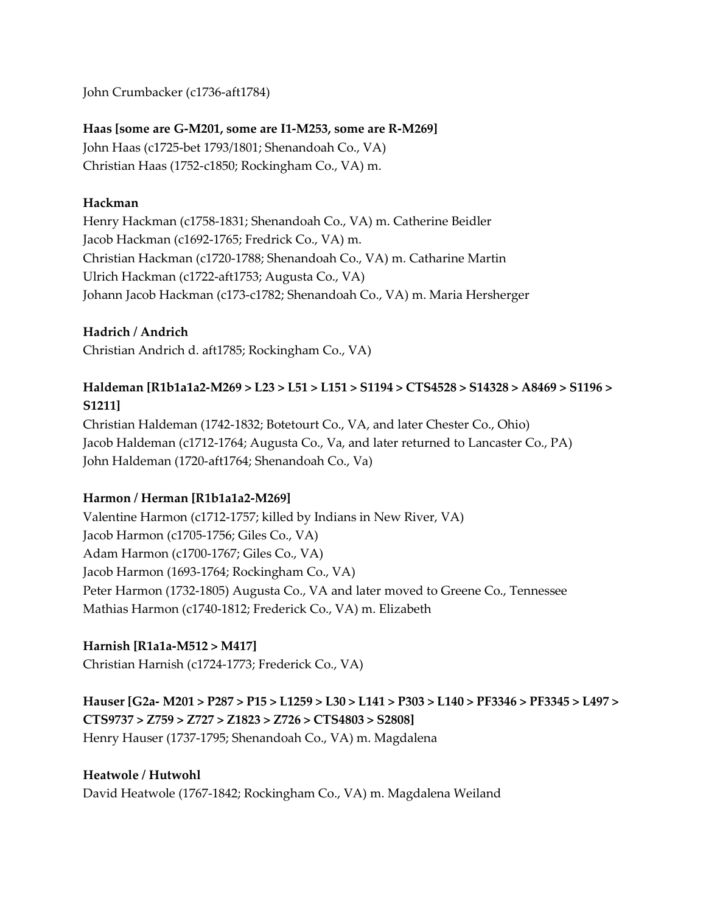John Crumbacker (c1736-aft1784)

**Haas [some are G-M201, some are I1-M253, some are R-M269]**
John Haas (c1725-bet 1793/1801; Shenandoah Co., VA)
Christian Haas (1752-c1850; Rockingham Co., VA) m.

**Hackman**
Henry Hackman (c1758-1831; Shenandoah Co., VA) m. Catherine Beidler
Jacob Hackman (c1692-1765; Fredrick Co., VA) m.
Christian Hackman (c1720-1788; Shenandoah Co., VA) m. Catharine Martin
Ulrich Hackman (c1722-aft1753; Augusta Co., VA)
Johann Jacob Hackman (c173-c1782; Shenandoah Co., VA) m. Maria Hersherger

**Hadrich / Andrich**
Christian Andrich d. aft1785; Rockingham Co., VA)

**Haldeman [R1b1a1a2-M269 > L23 > L51 > L151 > S1194 > CTS4528 > S14328 > A8469 > S1196 > S1211]**
Christian Haldeman (1742-1832; Botetourt Co., VA, and later Chester Co., Ohio)
Jacob Haldeman (c1712-1764; Augusta Co., Va, and later returned to Lancaster Co., PA)
John Haldeman (1720-aft1764; Shenandoah Co., Va)

**Harmon / Herman [R1b1a1a2-M269]**
Valentine Harmon (c1712-1757; killed by Indians in New River, VA)
Jacob Harmon (c1705-1756; Giles Co., VA)
Adam Harmon (c1700-1767; Giles Co., VA)
Jacob Harmon (1693-1764; Rockingham Co., VA)
Peter Harmon (1732-1805) Augusta Co., VA and later moved to Greene Co., Tennessee
Mathias Harmon (c1740-1812; Frederick Co., VA) m. Elizabeth

**Harnish [R1a1a-M512 > M417]**
Christian Harnish (c1724-1773; Frederick Co., VA)

**Hauser [G2a- M201 > P287 > P15 > L1259 > L30 > L141 > P303 > L140 > PF3346 > PF3345 > L497 > CTS9737 > Z759 > Z727 > Z1823 > Z726 > CTS4803 > S2808]**
Henry Hauser (1737-1795; Shenandoah Co., VA) m. Magdalena

**Heatwole / Hutwohl**
David Heatwole (1767-1842; Rockingham Co., VA) m. Magdalena Weiland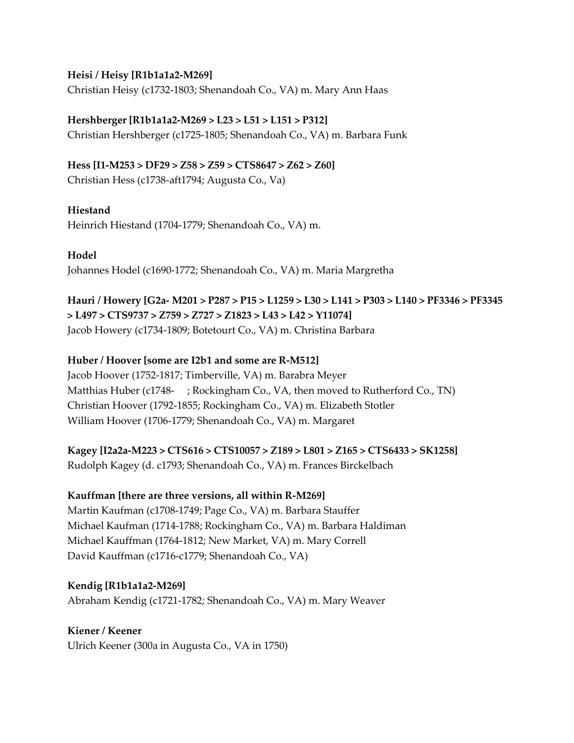**Heisi / Heisy [R1b1a1a2-M269]**
Christian Heisy (c1732-1803; Shenandoah Co., VA) m. Mary Ann Haas

**Hershberger [R1b1a1a2-M269 > L23 > L51 > L151 > P312]**
Christian Hershberger (c1725-1805; Shenandoah Co., VA) m. Barbara Funk

**Hess [I1-M253 > DF29 > Z58 > Z59 > CTS8647 > Z62 > Z60]**
Christian Hess (c1738-aft1794; Augusta Co., Va)

**Hiestand**
Heinrich Hiestand (1704-1779; Shenandoah Co., VA) m.

**Hodel**
Johannes Hodel (c1690-1772; Shenandoah Co., VA) m. Maria Margretha

**Hauri / Howery [G2a- M201 > P287 > P15 > L1259 > L30 > L141 > P303 > L140 > PF3346 > PF3345 > L497 > CTS9737 > Z759 > Z727 > Z1823 > L43 > L42 > Y11074]**
Jacob Howery (c1734-1809; Botetourt Co., VA) m. Christina Barbara

**Huber / Hoover [some are I2b1 and some are R-M512]**
Jacob Hoover (1752-1817; Timberville, VA) m. Barabra Meyer
Matthias Huber (c1748- ; Rockingham Co., VA, then moved to Rutherford Co., TN)
Christian Hoover (1792-1855; Rockingham Co., VA) m. Elizabeth Stotler
William Hoover (1706-1779; Shenandoah Co., VA) m. Margaret

**Kagey [I2a2a-M223 > CTS616 > CTS10057 > Z189 > L801 > Z165 > CTS6433 > SK1258]**
Rudolph Kagey (d. c1793; Shenandoah Co., VA) m. Frances Birckelbach

**Kauffman [there are three versions, all within R-M269]**
Martin Kaufman (c1708-1749; Page Co., VA) m. Barbara Stauffer
Michael Kaufman (1714-1788; Rockingham Co., VA) m. Barbara Haldiman
Michael Kauffman (1764-1812; New Market, VA) m. Mary Correll
David Kauffman (c1716-c1779; Shenandoah Co., VA)

**Kendig [R1b1a1a2-M269]**
Abraham Kendig (c1721-1782; Shenandoah Co., VA) m. Mary Weaver

**Kiener / Keener**
Ulrich Keener (300a in Augusta Co., VA in 1750)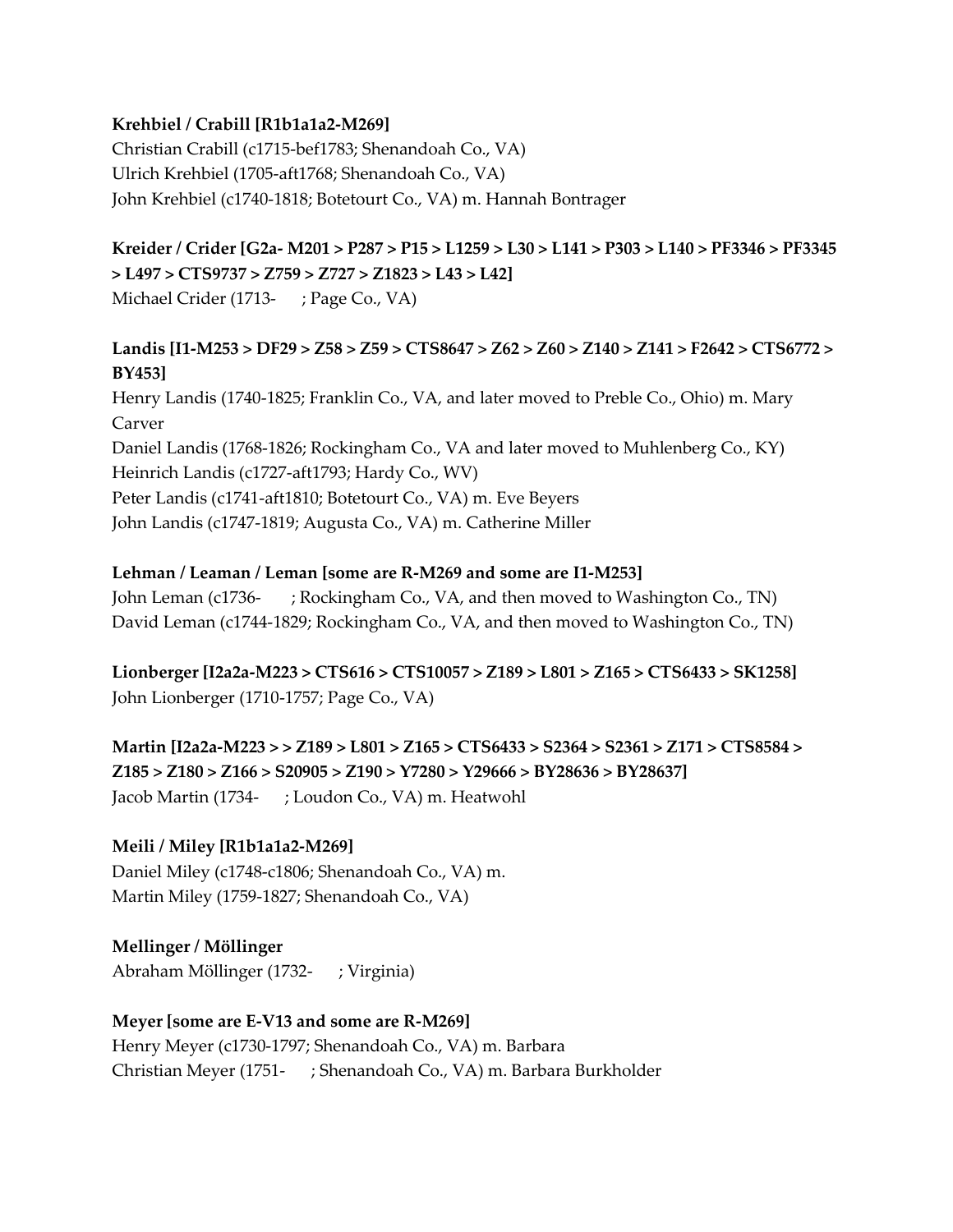**Krehbiel / Crabill [R1b1a1a2-M269]**
Christian Crabill (c1715-bef1783; Shenandoah Co., VA)
Ulrich Krehbiel (1705-aft1768; Shenandoah Co., VA)
John Krehbiel (c1740-1818; Botetourt Co., VA) m. Hannah Bontrager

**Kreider / Crider [G2a- M201 > P287 > P15 > L1259 > L30 > L141 > P303 > L140 > PF3346 > PF3345 > L497 > CTS9737 > Z759 > Z727 > Z1823 > L43 > L42]**
Michael Crider (1713-     ; Page Co., VA)

**Landis [I1-M253 > DF29 > Z58 > Z59 > CTS8647 > Z62 > Z60 > Z140 > Z141 > F2642 > CTS6772 > BY453]**
Henry Landis (1740-1825; Franklin Co., VA, and later moved to Preble Co., Ohio) m. Mary Carver
Daniel Landis (1768-1826; Rockingham Co., VA and later moved to Muhlenberg Co., KY)
Heinrich Landis (c1727-aft1793; Hardy Co., WV)
Peter Landis (c1741-aft1810; Botetourt Co., VA) m. Eve Beyers
John Landis (c1747-1819; Augusta Co., VA) m. Catherine Miller

**Lehman / Leaman / Leman [some are R-M269 and some are I1-M253]**
John Leman (c1736-     ; Rockingham Co., VA, and then moved to Washington Co., TN)
David Leman (c1744-1829; Rockingham Co., VA, and then moved to Washington Co., TN)

**Lionberger [I2a2a-M223 > CTS616 > CTS10057 > Z189 > L801 > Z165 > CTS6433 > SK1258]**
John Lionberger (1710-1757; Page Co., VA)

**Martin [I2a2a-M223 > > Z189 > L801 > Z165 > CTS6433 > S2364 > S2361 > Z171 > CTS8584 > Z185 > Z180 > Z166 > S20905 > Z190 > Y7280 > Y29666 > BY28636 > BY28637]**
Jacob Martin (1734-     ; Loudon Co., VA) m. Heatwohl

**Meili / Miley [R1b1a1a2-M269]**
Daniel Miley (c1748-c1806; Shenandoah Co., VA) m.
Martin Miley (1759-1827; Shenandoah Co., VA)

**Mellinger / Möllinger**
Abraham Möllinger (1732-     ; Virginia)

**Meyer [some are E-V13 and some are R-M269]**
Henry Meyer (c1730-1797; Shenandoah Co., VA) m. Barbara
Christian Meyer (1751-     ; Shenandoah Co., VA) m. Barbara Burkholder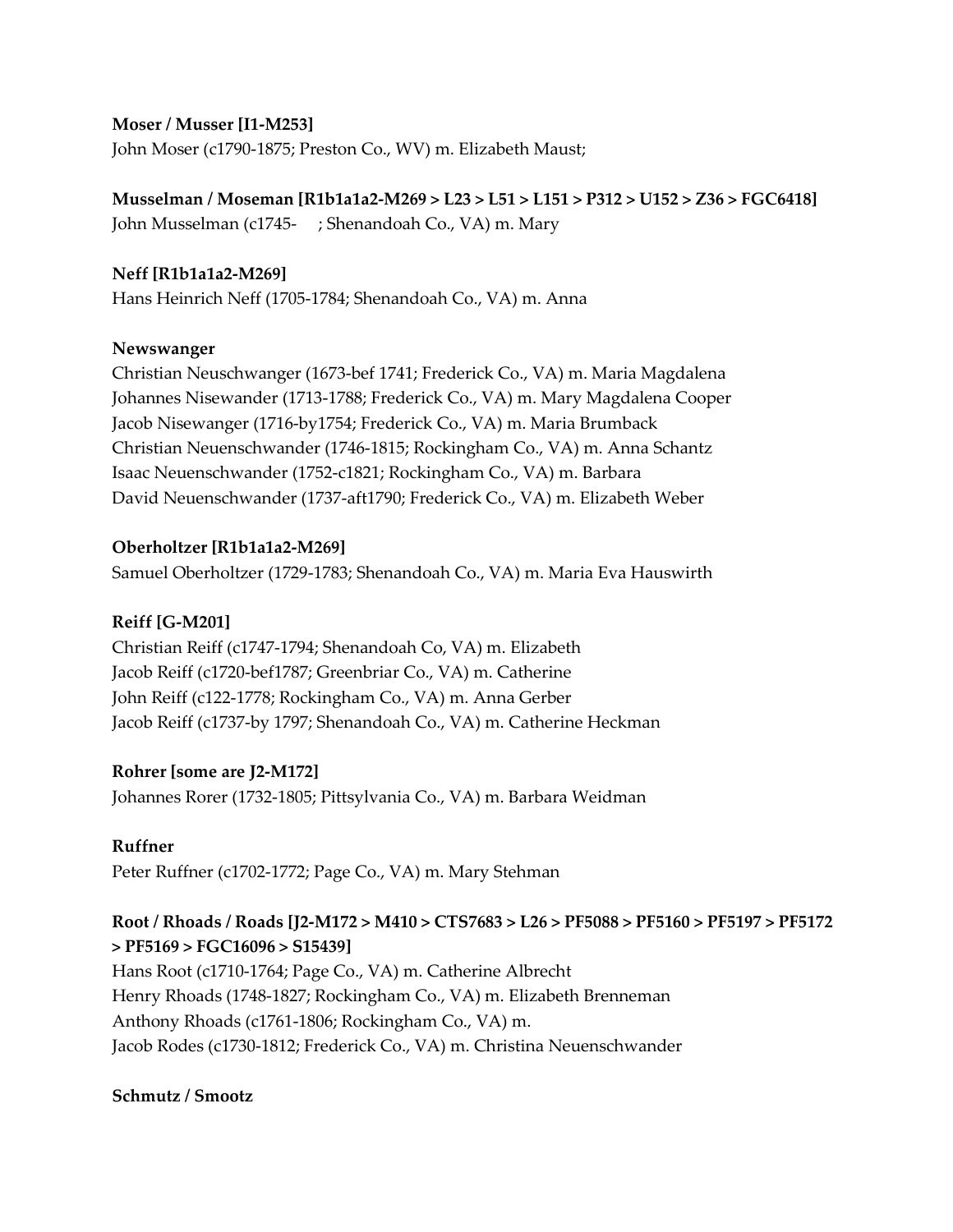**Moser / Musser [I1-M253]**
John Moser (c1790-1875; Preston Co., WV) m. Elizabeth Maust;

**Musselman / Moseman [R1b1a1a2-M269 > L23 > L51 > L151 > P312 > U152 > Z36 > FGC6418]**
John Musselman (c1745- ; Shenandoah Co., VA) m. Mary

**Neff [R1b1a1a2-M269]**
Hans Heinrich Neff (1705-1784; Shenandoah Co., VA) m. Anna

**Newswanger**
Christian Neuschwanger (1673-bef 1741; Frederick Co., VA) m. Maria Magdalena
Johannes Nisewander (1713-1788; Frederick Co., VA) m. Mary Magdalena Cooper
Jacob Nisewanger (1716-by1754; Frederick Co., VA) m. Maria Brumback
Christian Neuenschwander (1746-1815; Rockingham Co., VA) m. Anna Schantz
Isaac Neuenschwander (1752-c1821; Rockingham Co., VA) m. Barbara
David Neuenschwander (1737-aft1790; Frederick Co., VA) m. Elizabeth Weber

**Oberholtzer [R1b1a1a2-M269]**
Samuel Oberholtzer (1729-1783; Shenandoah Co., VA) m. Maria Eva Hauswirth

**Reiff [G-M201]**
Christian Reiff (c1747-1794; Shenandoah Co, VA) m. Elizabeth
Jacob Reiff (c1720-bef1787; Greenbriar Co., VA) m. Catherine
John Reiff (c122-1778; Rockingham Co., VA) m. Anna Gerber
Jacob Reiff (c1737-by 1797; Shenandoah Co., VA) m. Catherine Heckman

**Rohrer [some are J2-M172]**
Johannes Rorer (1732-1805; Pittsylvania Co., VA) m. Barbara Weidman

**Ruffner**
Peter Ruffner (c1702-1772; Page Co., VA) m. Mary Stehman

**Root / Rhoads / Roads [J2-M172 > M410 > CTS7683 > L26 > PF5088 > PF5160 > PF5197 > PF5172 > PF5169 > FGC16096 > S15439]**
Hans Root (c1710-1764; Page Co., VA) m. Catherine Albrecht
Henry Rhoads (1748-1827; Rockingham Co., VA) m. Elizabeth Brenneman
Anthony Rhoads (c1761-1806; Rockingham Co., VA) m.
Jacob Rodes (c1730-1812; Frederick Co., VA) m. Christina Neuenschwander

**Schmutz / Smootz**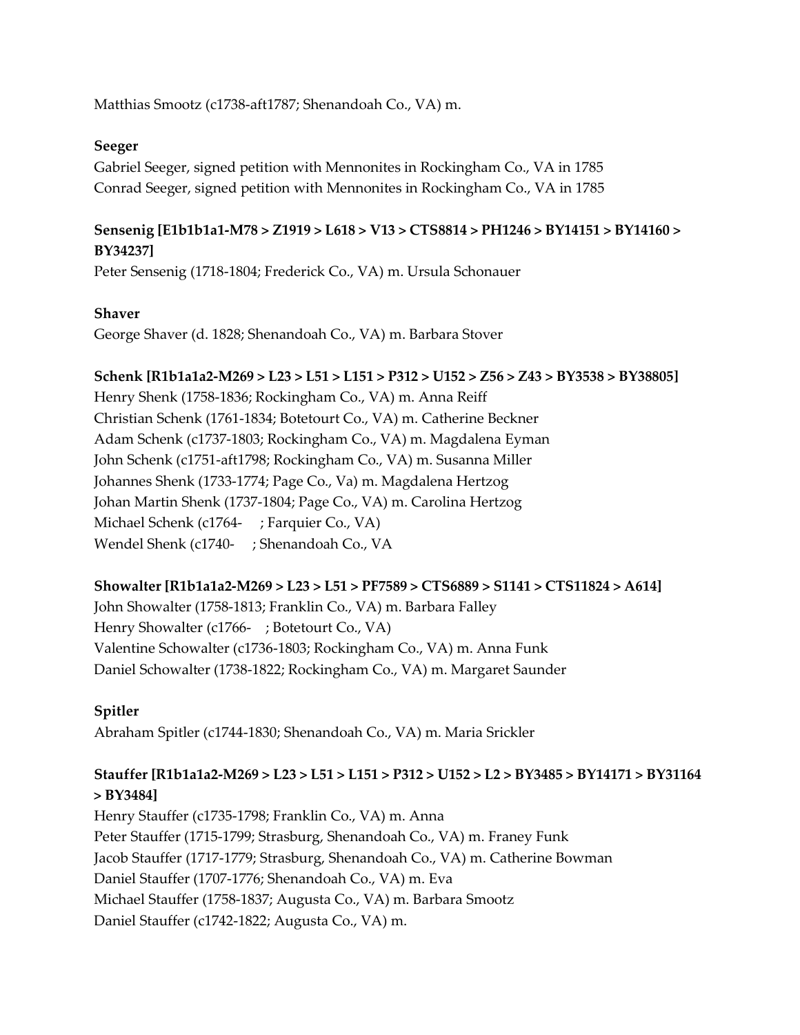Matthias Smootz (c1738-aft1787; Shenandoah Co., VA) m.

**Seeger**

Gabriel Seeger, signed petition with Mennonites in Rockingham Co., VA in 1785
Conrad Seeger, signed petition with Mennonites in Rockingham Co., VA in 1785

**Sensenig [E1b1b1a1-M78 > Z1919 > L618 > V13 > CTS8814 > PH1246 > BY14151 > BY14160 > BY34237]**

Peter Sensenig (1718-1804; Frederick Co., VA) m. Ursula Schonauer

**Shaver**

George Shaver (d. 1828; Shenandoah Co., VA) m. Barbara Stover

**Schenk [R1b1a1a2-M269 > L23 > L51 > L151 > P312 > U152 > Z56 > Z43 > BY3538 > BY38805]**

Henry Shenk (1758-1836; Rockingham Co., VA) m. Anna Reiff
Christian Schenk (1761-1834; Botetourt Co., VA) m. Catherine Beckner
Adam Schenk (c1737-1803; Rockingham Co., VA) m. Magdalena Eyman
John Schenk (c1751-aft1798; Rockingham Co., VA) m. Susanna Miller
Johannes Shenk (1733-1774; Page Co., Va) m. Magdalena Hertzog
Johan Martin Shenk (1737-1804; Page Co., VA) m. Carolina Hertzog
Michael Schenk (c1764- ; Farquier Co., VA)
Wendel Shenk (c1740- ; Shenandoah Co., VA

**Showalter [R1b1a1a2-M269 > L23 > L51 > PF7589 > CTS6889 > S1141 > CTS11824 > A614]**

John Showalter (1758-1813; Franklin Co., VA) m. Barbara Falley
Henry Showalter (c1766- ; Botetourt Co., VA)
Valentine Schowalter (c1736-1803; Rockingham Co., VA) m. Anna Funk
Daniel Schowalter (1738-1822; Rockingham Co., VA) m. Margaret Saunder

**Spitler**

Abraham Spitler (c1744-1830; Shenandoah Co., VA) m. Maria Srickler

**Stauffer [R1b1a1a2-M269 > L23 > L51 > L151 > P312 > U152 > L2 > BY3485 > BY14171 > BY31164 > BY3484]**

Henry Stauffer (c1735-1798; Franklin Co., VA) m. Anna
Peter Stauffer (1715-1799; Strasburg, Shenandoah Co., VA) m. Franey Funk
Jacob Stauffer (1717-1779; Strasburg, Shenandoah Co., VA) m. Catherine Bowman
Daniel Stauffer (1707-1776; Shenandoah Co., VA) m. Eva
Michael Stauffer (1758-1837; Augusta Co., VA) m. Barbara Smootz
Daniel Stauffer (c1742-1822; Augusta Co., VA) m.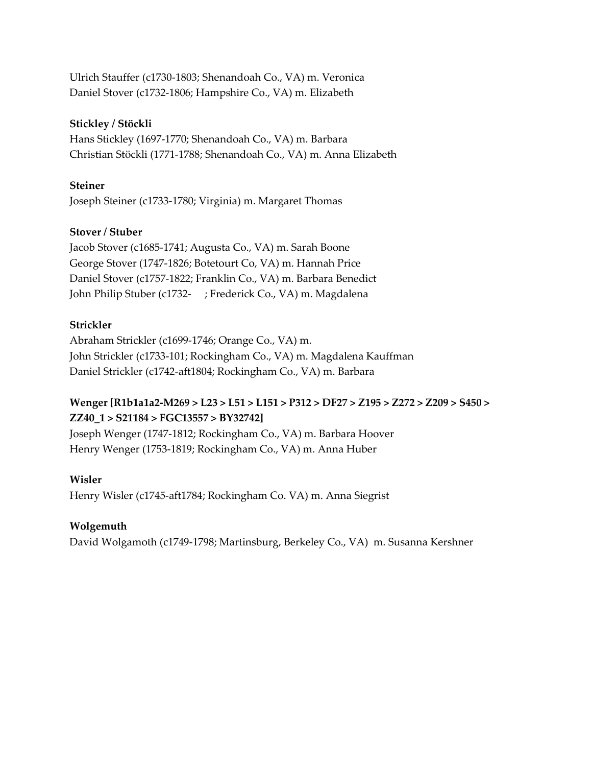Ulrich Stauffer (c1730-1803; Shenandoah Co., VA) m. Veronica
Daniel Stover (c1732-1806; Hampshire Co., VA) m. Elizabeth

**Stickley / Stöckli**
Hans Stickley (1697-1770; Shenandoah Co., VA) m. Barbara
Christian Stöckli (1771-1788; Shenandoah Co., VA) m. Anna Elizabeth

**Steiner**
Joseph Steiner (c1733-1780; Virginia) m. Margaret Thomas

**Stover / Stuber**
Jacob Stover (c1685-1741; Augusta Co., VA) m. Sarah Boone
George Stover (1747-1826; Botetourt Co, VA) m. Hannah Price
Daniel Stover (c1757-1822; Franklin Co., VA) m. Barbara Benedict
John Philip Stuber (c1732- ; Frederick Co., VA) m. Magdalena

**Strickler**
Abraham Strickler (c1699-1746; Orange Co., VA) m.
John Strickler (c1733-101; Rockingham Co., VA) m. Magdalena Kauffman
Daniel Strickler (c1742-aft1804; Rockingham Co., VA) m. Barbara

**Wenger [R1b1a1a2-M269 > L23 > L51 > L151 > P312 > DF27 > Z195 > Z272 > Z209 > S450 > ZZ40_1 > S21184 > FGC13557 > BY32742]**
Joseph Wenger (1747-1812; Rockingham Co., VA) m. Barbara Hoover
Henry Wenger (1753-1819; Rockingham Co., VA) m. Anna Huber

**Wisler**
Henry Wisler (c1745-aft1784; Rockingham Co. VA) m. Anna Siegrist

**Wolgemuth**
David Wolgamoth (c1749-1798; Martinsburg, Berkeley Co., VA) m. Susanna Kershner